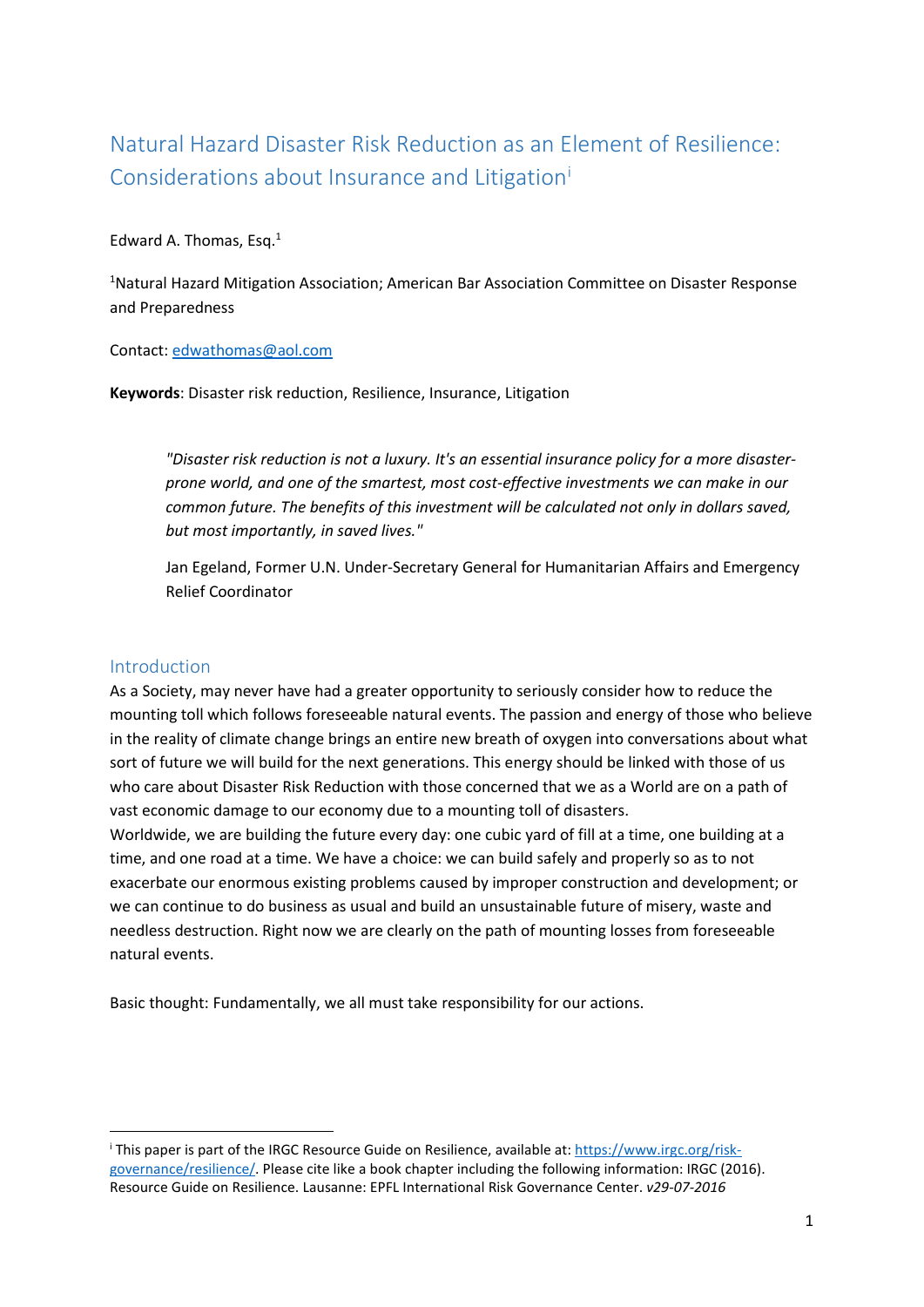# Natural Hazard Disaster Risk Reduction as an Element of Resilience: Considerations about Insurance and Litigation[i]

Edward A. Thomas, Esq.[1]

[1]Natural Hazard Mitigation Association; American Bar Association Committee on Disaster Response and Preparedness

Contact: edwathomas@aol.com

**Keywords**: Disaster risk reduction, Resilience, Insurance, Litigation

> *"Disaster risk reduction is not a luxury. It's an essential insurance policy for a more disaster-prone world, and one of the smartest, most cost-effective investments we can make in our common future. The benefits of this investment will be calculated not only in dollars saved, but most importantly, in saved lives."*
>
> Jan Egeland, Former U.N. Under-Secretary General for Humanitarian Affairs and Emergency Relief Coordinator

## Introduction

As a Society, may never have had a greater opportunity to seriously consider how to reduce the mounting toll which follows foreseeable natural events. The passion and energy of those who believe in the reality of climate change brings an entire new breath of oxygen into conversations about what sort of future we will build for the next generations. This energy should be linked with those of us who care about Disaster Risk Reduction with those concerned that we as a World are on a path of vast economic damage to our economy due to a mounting toll of disasters.

Worldwide, we are building the future every day: one cubic yard of fill at a time, one building at a time, and one road at a time. We have a choice: we can build safely and properly so as to not exacerbate our enormous existing problems caused by improper construction and development; or we can continue to do business as usual and build an unsustainable future of misery, waste and needless destruction. Right now we are clearly on the path of mounting losses from foreseeable natural events.

Basic thought: Fundamentally, we all must take responsibility for our actions.

---

[i] This paper is part of the IRGC Resource Guide on Resilience, available at: https://www.irgc.org/risk-governance/resilience/. Please cite like a book chapter including the following information: IRGC (2016). Resource Guide on Resilience. Lausanne: EPFL International Risk Governance Center. *v29-07-2016*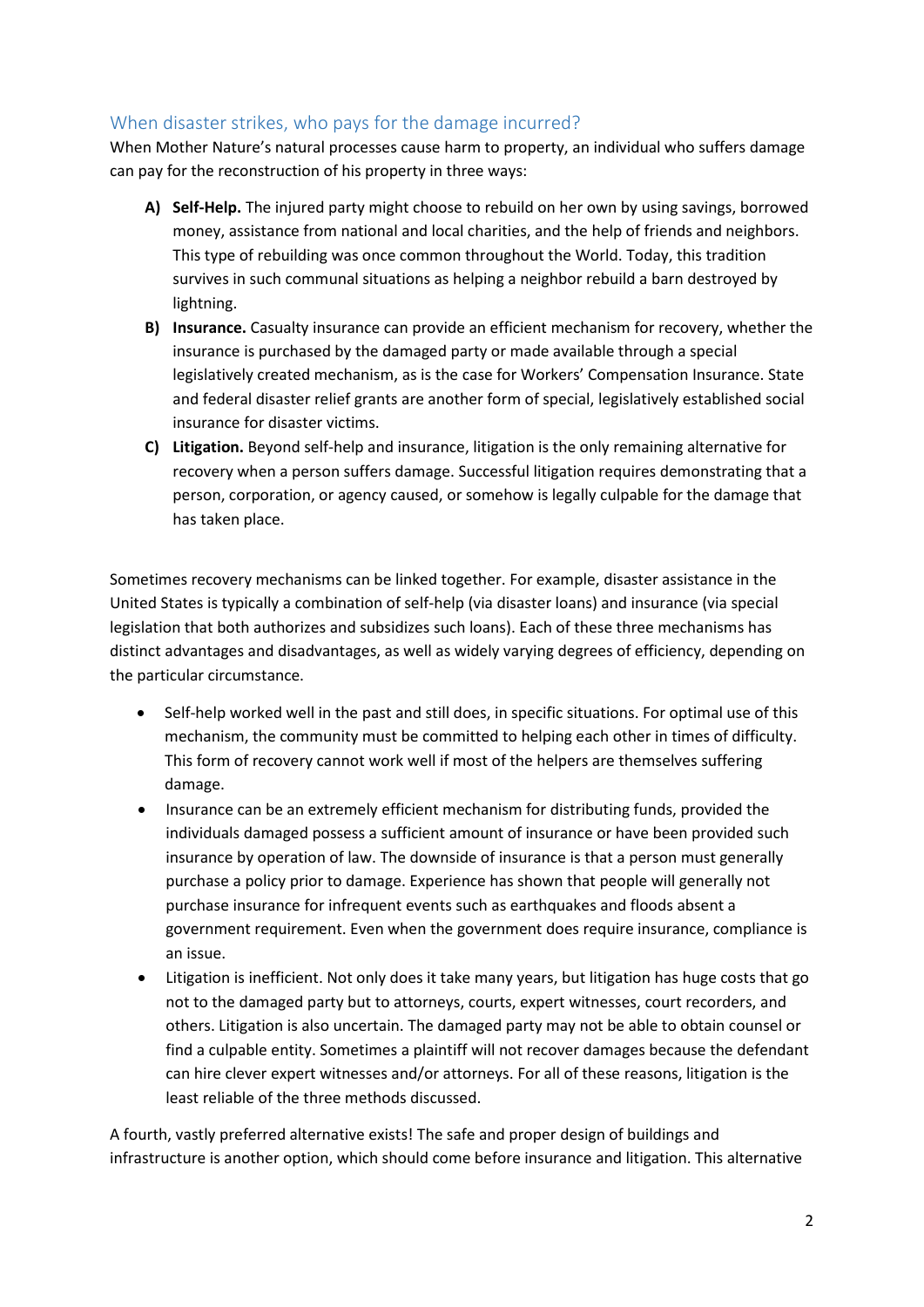## When disaster strikes, who pays for the damage incurred?

When Mother Nature's natural processes cause harm to property, an individual who suffers damage can pay for the reconstruction of his property in three ways:

A) **Self-Help.** The injured party might choose to rebuild on her own by using savings, borrowed money, assistance from national and local charities, and the help of friends and neighbors. This type of rebuilding was once common throughout the World. Today, this tradition survives in such communal situations as helping a neighbor rebuild a barn destroyed by lightning.

B) **Insurance.** Casualty insurance can provide an efficient mechanism for recovery, whether the insurance is purchased by the damaged party or made available through a special legislatively created mechanism, as is the case for Workers' Compensation Insurance. State and federal disaster relief grants are another form of special, legislatively established social insurance for disaster victims.

C) **Litigation.** Beyond self-help and insurance, litigation is the only remaining alternative for recovery when a person suffers damage. Successful litigation requires demonstrating that a person, corporation, or agency caused, or somehow is legally culpable for the damage that has taken place.

Sometimes recovery mechanisms can be linked together. For example, disaster assistance in the United States is typically a combination of self-help (via disaster loans) and insurance (via special legislation that both authorizes and subsidizes such loans). Each of these three mechanisms has distinct advantages and disadvantages, as well as widely varying degrees of efficiency, depending on the particular circumstance.

- Self-help worked well in the past and still does, in specific situations. For optimal use of this mechanism, the community must be committed to helping each other in times of difficulty. This form of recovery cannot work well if most of the helpers are themselves suffering damage.
- Insurance can be an extremely efficient mechanism for distributing funds, provided the individuals damaged possess a sufficient amount of insurance or have been provided such insurance by operation of law. The downside of insurance is that a person must generally purchase a policy prior to damage. Experience has shown that people will generally not purchase insurance for infrequent events such as earthquakes and floods absent a government requirement. Even when the government does require insurance, compliance is an issue.
- Litigation is inefficient. Not only does it take many years, but litigation has huge costs that go not to the damaged party but to attorneys, courts, expert witnesses, court recorders, and others. Litigation is also uncertain. The damaged party may not be able to obtain counsel or find a culpable entity. Sometimes a plaintiff will not recover damages because the defendant can hire clever expert witnesses and/or attorneys. For all of these reasons, litigation is the least reliable of the three methods discussed.

A fourth, vastly preferred alternative exists! The safe and proper design of buildings and infrastructure is another option, which should come before insurance and litigation. This alternative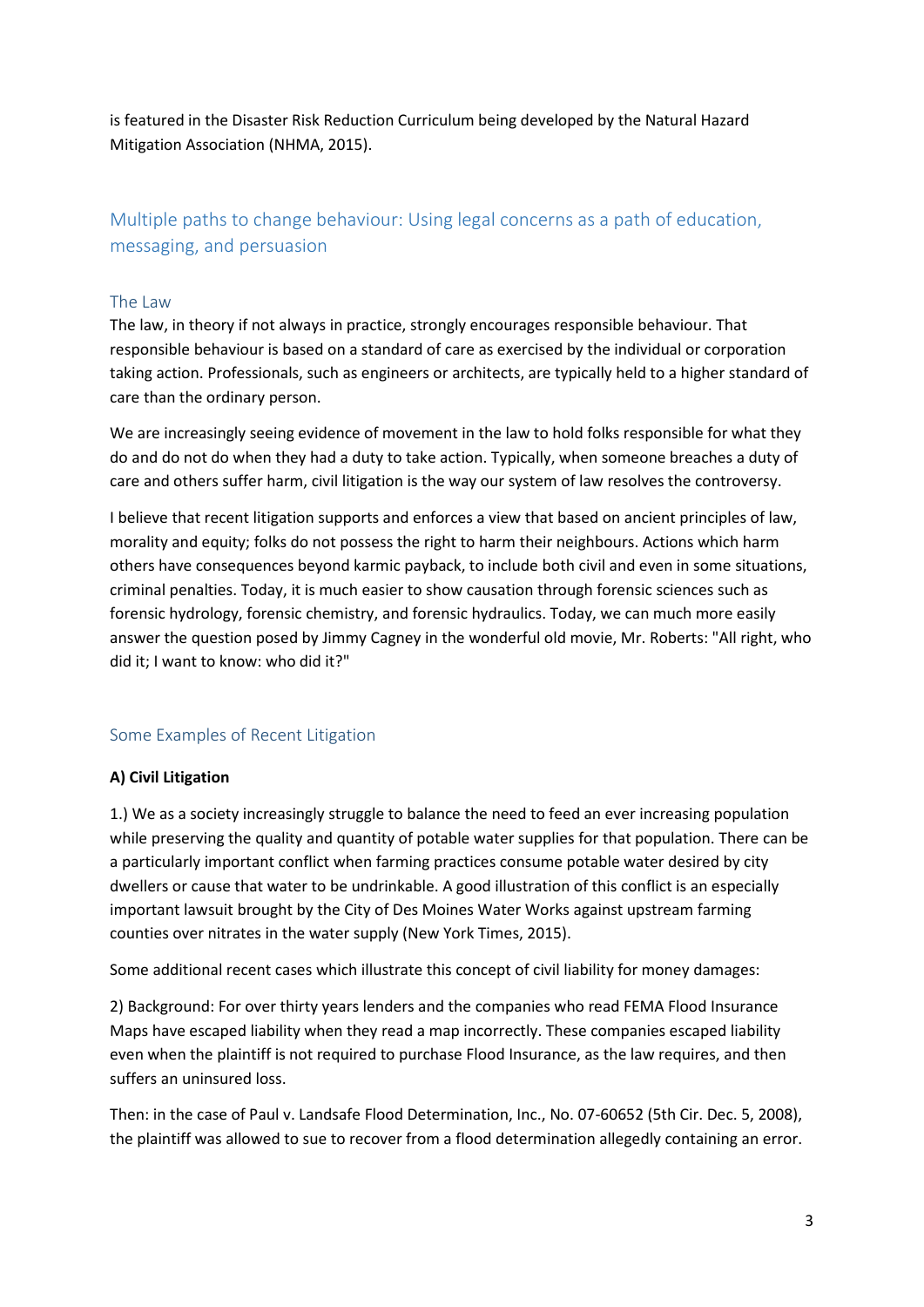is featured in the Disaster Risk Reduction Curriculum being developed by the Natural Hazard Mitigation Association (NHMA, 2015).

## Multiple paths to change behaviour: Using legal concerns as a path of education, messaging, and persuasion

### The Law

The law, in theory if not always in practice, strongly encourages responsible behaviour. That responsible behaviour is based on a standard of care as exercised by the individual or corporation taking action. Professionals, such as engineers or architects, are typically held to a higher standard of care than the ordinary person.

We are increasingly seeing evidence of movement in the law to hold folks responsible for what they do and do not do when they had a duty to take action. Typically, when someone breaches a duty of care and others suffer harm, civil litigation is the way our system of law resolves the controversy.

I believe that recent litigation supports and enforces a view that based on ancient principles of law, morality and equity; folks do not possess the right to harm their neighbours. Actions which harm others have consequences beyond karmic payback, to include both civil and even in some situations, criminal penalties. Today, it is much easier to show causation through forensic sciences such as forensic hydrology, forensic chemistry, and forensic hydraulics. Today, we can much more easily answer the question posed by Jimmy Cagney in the wonderful old movie, Mr. Roberts: "All right, who did it; I want to know: who did it?"

### Some Examples of Recent Litigation

**A) Civil Litigation**

1.) We as a society increasingly struggle to balance the need to feed an ever increasing population while preserving the quality and quantity of potable water supplies for that population. There can be a particularly important conflict when farming practices consume potable water desired by city dwellers or cause that water to be undrinkable. A good illustration of this conflict is an especially important lawsuit brought by the City of Des Moines Water Works against upstream farming counties over nitrates in the water supply (New York Times, 2015).

Some additional recent cases which illustrate this concept of civil liability for money damages:

2) Background: For over thirty years lenders and the companies who read FEMA Flood Insurance Maps have escaped liability when they read a map incorrectly. These companies escaped liability even when the plaintiff is not required to purchase Flood Insurance, as the law requires, and then suffers an uninsured loss.

Then: in the case of Paul v. Landsafe Flood Determination, Inc., No. 07-60652 (5th Cir. Dec. 5, 2008), the plaintiff was allowed to sue to recover from a flood determination allegedly containing an error.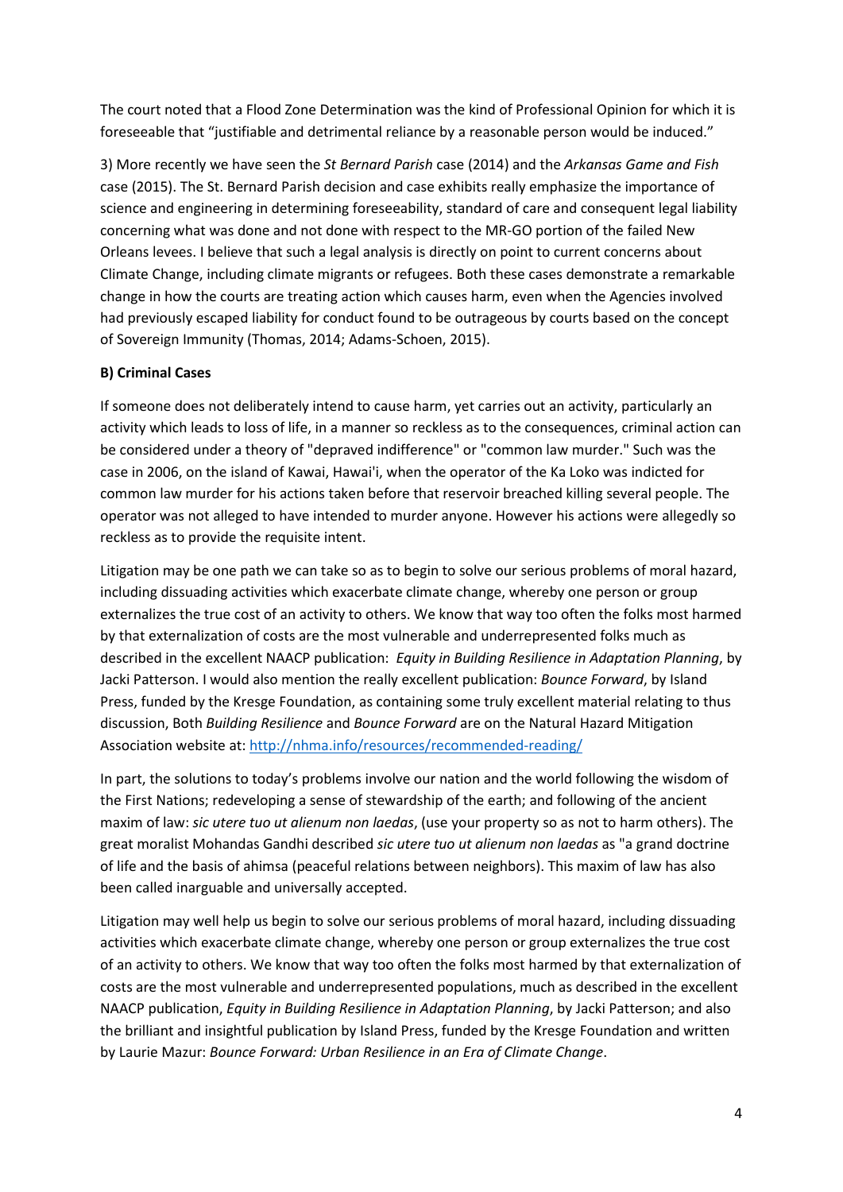The court noted that a Flood Zone Determination was the kind of Professional Opinion for which it is foreseeable that "justifiable and detrimental reliance by a reasonable person would be induced."

3) More recently we have seen the *St Bernard Parish* case (2014) and the *Arkansas Game and Fish* case (2015). The St. Bernard Parish decision and case exhibits really emphasize the importance of science and engineering in determining foreseeability, standard of care and consequent legal liability concerning what was done and not done with respect to the MR-GO portion of the failed New Orleans levees. I believe that such a legal analysis is directly on point to current concerns about Climate Change, including climate migrants or refugees. Both these cases demonstrate a remarkable change in how the courts are treating action which causes harm, even when the Agencies involved had previously escaped liability for conduct found to be outrageous by courts based on the concept of Sovereign Immunity (Thomas, 2014; Adams-Schoen, 2015).

**B) Criminal Cases**

If someone does not deliberately intend to cause harm, yet carries out an activity, particularly an activity which leads to loss of life, in a manner so reckless as to the consequences, criminal action can be considered under a theory of "depraved indifference" or "common law murder." Such was the case in 2006, on the island of Kawai, Hawai'i, when the operator of the Ka Loko was indicted for common law murder for his actions taken before that reservoir breached killing several people. The operator was not alleged to have intended to murder anyone. However his actions were allegedly so reckless as to provide the requisite intent.

Litigation may be one path we can take so as to begin to solve our serious problems of moral hazard, including dissuading activities which exacerbate climate change, whereby one person or group externalizes the true cost of an activity to others. We know that way too often the folks most harmed by that externalization of costs are the most vulnerable and underrepresented folks much as described in the excellent NAACP publication: *Equity in Building Resilience in Adaptation Planning*, by Jacki Patterson. I would also mention the really excellent publication: *Bounce Forward*, by Island Press, funded by the Kresge Foundation, as containing some truly excellent material relating to thus discussion, Both *Building Resilience* and *Bounce Forward* are on the Natural Hazard Mitigation Association website at: http://nhma.info/resources/recommended-reading/

In part, the solutions to today's problems involve our nation and the world following the wisdom of the First Nations; redeveloping a sense of stewardship of the earth; and following of the ancient maxim of law: *sic utere tuo ut alienum non laedas*, (use your property so as not to harm others). The great moralist Mohandas Gandhi described *sic utere tuo ut alienum non laedas* as "a grand doctrine of life and the basis of ahimsa (peaceful relations between neighbors). This maxim of law has also been called inarguable and universally accepted.

Litigation may well help us begin to solve our serious problems of moral hazard, including dissuading activities which exacerbate climate change, whereby one person or group externalizes the true cost of an activity to others. We know that way too often the folks most harmed by that externalization of costs are the most vulnerable and underrepresented populations, much as described in the excellent NAACP publication, *Equity in Building Resilience in Adaptation Planning*, by Jacki Patterson; and also the brilliant and insightful publication by Island Press, funded by the Kresge Foundation and written by Laurie Mazur: *Bounce Forward: Urban Resilience in an Era of Climate Change*.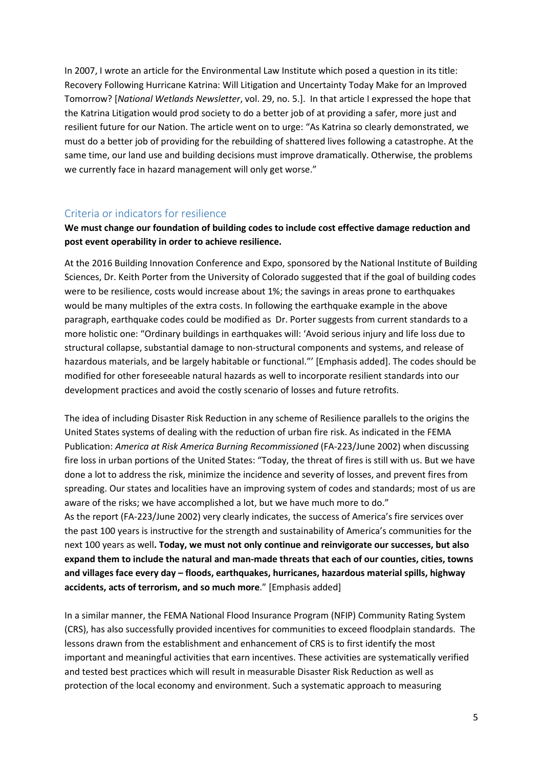In 2007, I wrote an article for the Environmental Law Institute which posed a question in its title: Recovery Following Hurricane Katrina: Will Litigation and Uncertainty Today Make for an Improved Tomorrow? [*National Wetlands Newsletter*, vol. 29, no. 5.]. In that article I expressed the hope that the Katrina Litigation would prod society to do a better job of at providing a safer, more just and resilient future for our Nation. The article went on to urge: "As Katrina so clearly demonstrated, we must do a better job of providing for the rebuilding of shattered lives following a catastrophe. At the same time, our land use and building decisions must improve dramatically. Otherwise, the problems we currently face in hazard management will only get worse."

## Criteria or indicators for resilience

**We must change our foundation of building codes to include cost effective damage reduction and post event operability in order to achieve resilience.**

At the 2016 Building Innovation Conference and Expo, sponsored by the National Institute of Building Sciences, Dr. Keith Porter from the University of Colorado suggested that if the goal of building codes were to be resilience, costs would increase about 1%; the savings in areas prone to earthquakes would be many multiples of the extra costs. In following the earthquake example in the above paragraph, earthquake codes could be modified as Dr. Porter suggests from current standards to a more holistic one: "Ordinary buildings in earthquakes will: 'Avoid serious injury and life loss due to structural collapse, substantial damage to non-structural components and systems, and release of hazardous materials, and be largely habitable or functional."' [Emphasis added]. The codes should be modified for other foreseeable natural hazards as well to incorporate resilient standards into our development practices and avoid the costly scenario of losses and future retrofits.

The idea of including Disaster Risk Reduction in any scheme of Resilience parallels to the origins the United States systems of dealing with the reduction of urban fire risk. As indicated in the FEMA Publication: *America at Risk America Burning Recommissioned* (FA-223/June 2002) when discussing fire loss in urban portions of the United States: "Today, the threat of fires is still with us. But we have done a lot to address the risk, minimize the incidence and severity of losses, and prevent fires from spreading. Our states and localities have an improving system of codes and standards; most of us are aware of the risks; we have accomplished a lot, but we have much more to do."
As the report (FA-223/June 2002) very clearly indicates, the success of America's fire services over the past 100 years is instructive for the strength and sustainability of America's communities for the next 100 years as well**. Today, we must not only continue and reinvigorate our successes, but also expand them to include the natural and man-made threats that each of our counties, cities, towns and villages face every day – floods, earthquakes, hurricanes, hazardous material spills, highway accidents, acts of terrorism, and so much more**." [Emphasis added]

In a similar manner, the FEMA National Flood Insurance Program (NFIP) Community Rating System (CRS), has also successfully provided incentives for communities to exceed floodplain standards. The lessons drawn from the establishment and enhancement of CRS is to first identify the most important and meaningful activities that earn incentives. These activities are systematically verified and tested best practices which will result in measurable Disaster Risk Reduction as well as protection of the local economy and environment. Such a systematic approach to measuring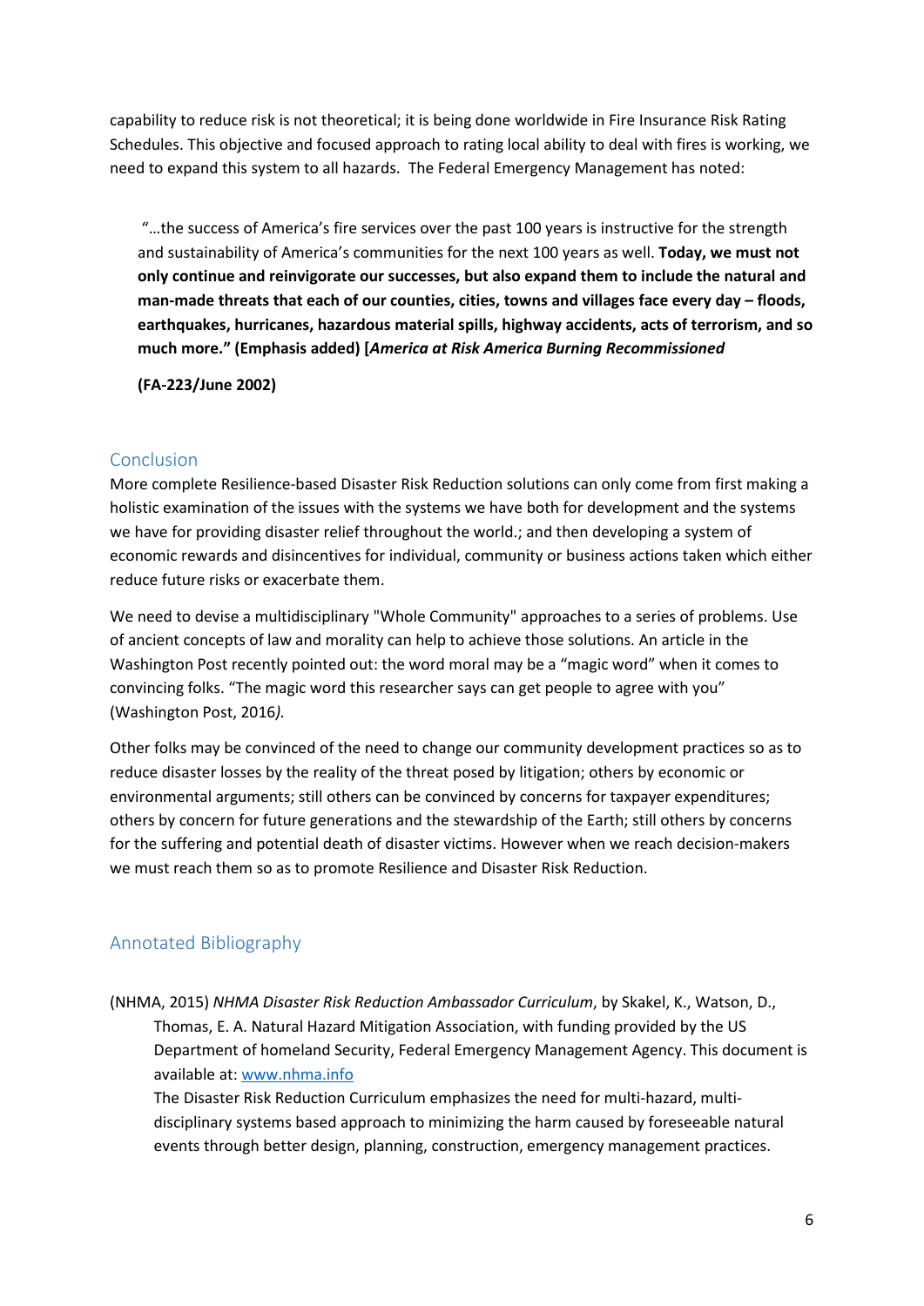capability to reduce risk is not theoretical; it is being done worldwide in Fire Insurance Risk Rating Schedules. This objective and focused approach to rating local ability to deal with fires is working, we need to expand this system to all hazards. The Federal Emergency Management has noted:

> "…the success of America's fire services over the past 100 years is instructive for the strength and sustainability of America's communities for the next 100 years as well. **Today, we must not only continue and reinvigorate our successes, but also expand them to include the natural and man-made threats that each of our counties, cities, towns and villages face every day – floods, earthquakes, hurricanes, hazardous material spills, highway accidents, acts of terrorism, and so much more." (Emphasis added) [*America at Risk America Burning Recommissioned***
>
> **(FA-223/June 2002)**

## Conclusion

More complete Resilience-based Disaster Risk Reduction solutions can only come from first making a holistic examination of the issues with the systems we have both for development and the systems we have for providing disaster relief throughout the world.; and then developing a system of economic rewards and disincentives for individual, community or business actions taken which either reduce future risks or exacerbate them.

We need to devise a multidisciplinary "Whole Community" approaches to a series of problems. Use of ancient concepts of law and morality can help to achieve those solutions. An article in the Washington Post recently pointed out: the word moral may be a "magic word" when it comes to convincing folks. "The magic word this researcher says can get people to agree with you" (Washington Post, 2016*).*

Other folks may be convinced of the need to change our community development practices so as to reduce disaster losses by the reality of the threat posed by litigation; others by economic or environmental arguments; still others can be convinced by concerns for taxpayer expenditures; others by concern for future generations and the stewardship of the Earth; still others by concerns for the suffering and potential death of disaster victims. However when we reach decision-makers we must reach them so as to promote Resilience and Disaster Risk Reduction.

## Annotated Bibliography

(NHMA, 2015) *NHMA Disaster Risk Reduction Ambassador Curriculum*, by Skakel, K., Watson, D., Thomas, E. A. Natural Hazard Mitigation Association, with funding provided by the US Department of homeland Security, Federal Emergency Management Agency. This document is available at: [www.nhma.info](http://www.nhma.info)
The Disaster Risk Reduction Curriculum emphasizes the need for multi-hazard, multi-disciplinary systems based approach to minimizing the harm caused by foreseeable natural events through better design, planning, construction, emergency management practices.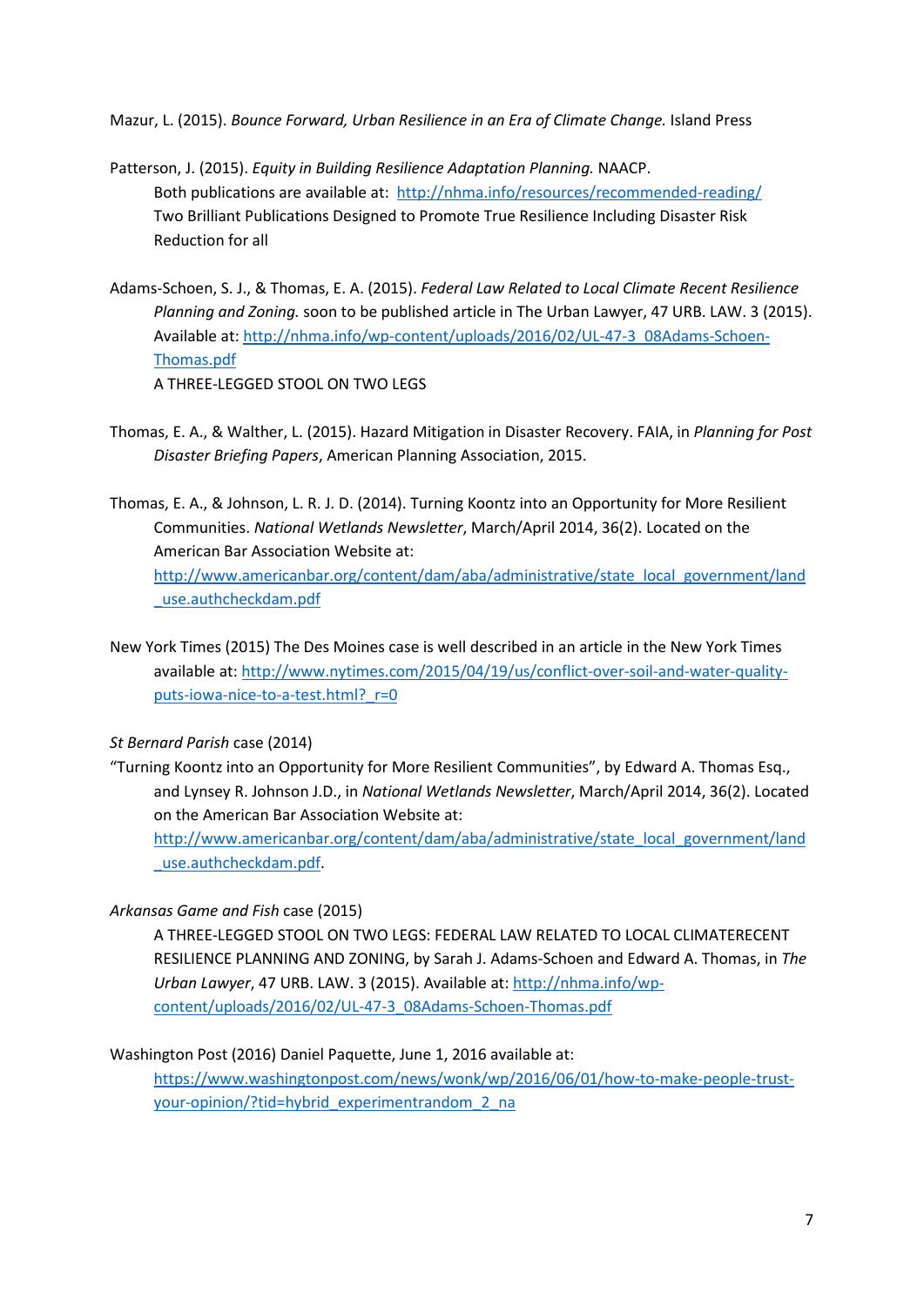Mazur, L. (2015). *Bounce Forward, Urban Resilience in an Era of Climate Change.* Island Press

Patterson, J. (2015). *Equity in Building Resilience Adaptation Planning.* NAACP.
Both publications are available at: [http://nhma.info/resources/recommended-reading/](http://nhma.info/resources/recommended-reading/)
Two Brilliant Publications Designed to Promote True Resilience Including Disaster Risk Reduction for all

Adams-Schoen, S. J., & Thomas, E. A. (2015). *Federal Law Related to Local Climate Recent Resilience Planning and Zoning.* soon to be published article in The Urban Lawyer, 47 URB. LAW. 3 (2015). Available at: [http://nhma.info/wp-content/uploads/2016/02/UL-47-3_08Adams-Schoen-Thomas.pdf](http://nhma.info/wp-content/uploads/2016/02/UL-47-3_08Adams-Schoen-Thomas.pdf)
A THREE-LEGGED STOOL ON TWO LEGS

Thomas, E. A., & Walther, L. (2015). Hazard Mitigation in Disaster Recovery. FAIA, in *Planning for Post Disaster Briefing Papers*, American Planning Association, 2015.

Thomas, E. A., & Johnson, L. R. J. D. (2014). Turning Koontz into an Opportunity for More Resilient Communities. *National Wetlands Newsletter*, March/April 2014, 36(2). Located on the American Bar Association Website at:
[http://www.americanbar.org/content/dam/aba/administrative/state_local_government/land_use.authcheckdam.pdf](http://www.americanbar.org/content/dam/aba/administrative/state_local_government/land_use.authcheckdam.pdf)

New York Times (2015) The Des Moines case is well described in an article in the New York Times available at: [http://www.nytimes.com/2015/04/19/us/conflict-over-soil-and-water-quality-puts-iowa-nice-to-a-test.html?_r=0](http://www.nytimes.com/2015/04/19/us/conflict-over-soil-and-water-quality-puts-iowa-nice-to-a-test.html?_r=0)

*St Bernard Parish* case (2014)
"Turning Koontz into an Opportunity for More Resilient Communities", by Edward A. Thomas Esq., and Lynsey R. Johnson J.D., in *National Wetlands Newsletter*, March/April 2014, 36(2). Located on the American Bar Association Website at:
[http://www.americanbar.org/content/dam/aba/administrative/state_local_government/land_use.authcheckdam.pdf](http://www.americanbar.org/content/dam/aba/administrative/state_local_government/land_use.authcheckdam.pdf).

*Arkansas Game and Fish* case (2015)
A THREE-LEGGED STOOL ON TWO LEGS: FEDERAL LAW RELATED TO LOCAL CLIMATERECENT RESILIENCE PLANNING AND ZONING, by Sarah J. Adams-Schoen and Edward A. Thomas, in *The Urban Lawyer*, 47 URB. LAW. 3 (2015). Available at: [http://nhma.info/wp-content/uploads/2016/02/UL-47-3_08Adams-Schoen-Thomas.pdf](http://nhma.info/wp-content/uploads/2016/02/UL-47-3_08Adams-Schoen-Thomas.pdf)

Washington Post (2016) Daniel Paquette, June 1, 2016 available at:
[https://www.washingtonpost.com/news/wonk/wp/2016/06/01/how-to-make-people-trust-your-opinion/?tid=hybrid_experimentrandom_2_na](https://www.washingtonpost.com/news/wonk/wp/2016/06/01/how-to-make-people-trust-your-opinion/?tid=hybrid_experimentrandom_2_na)